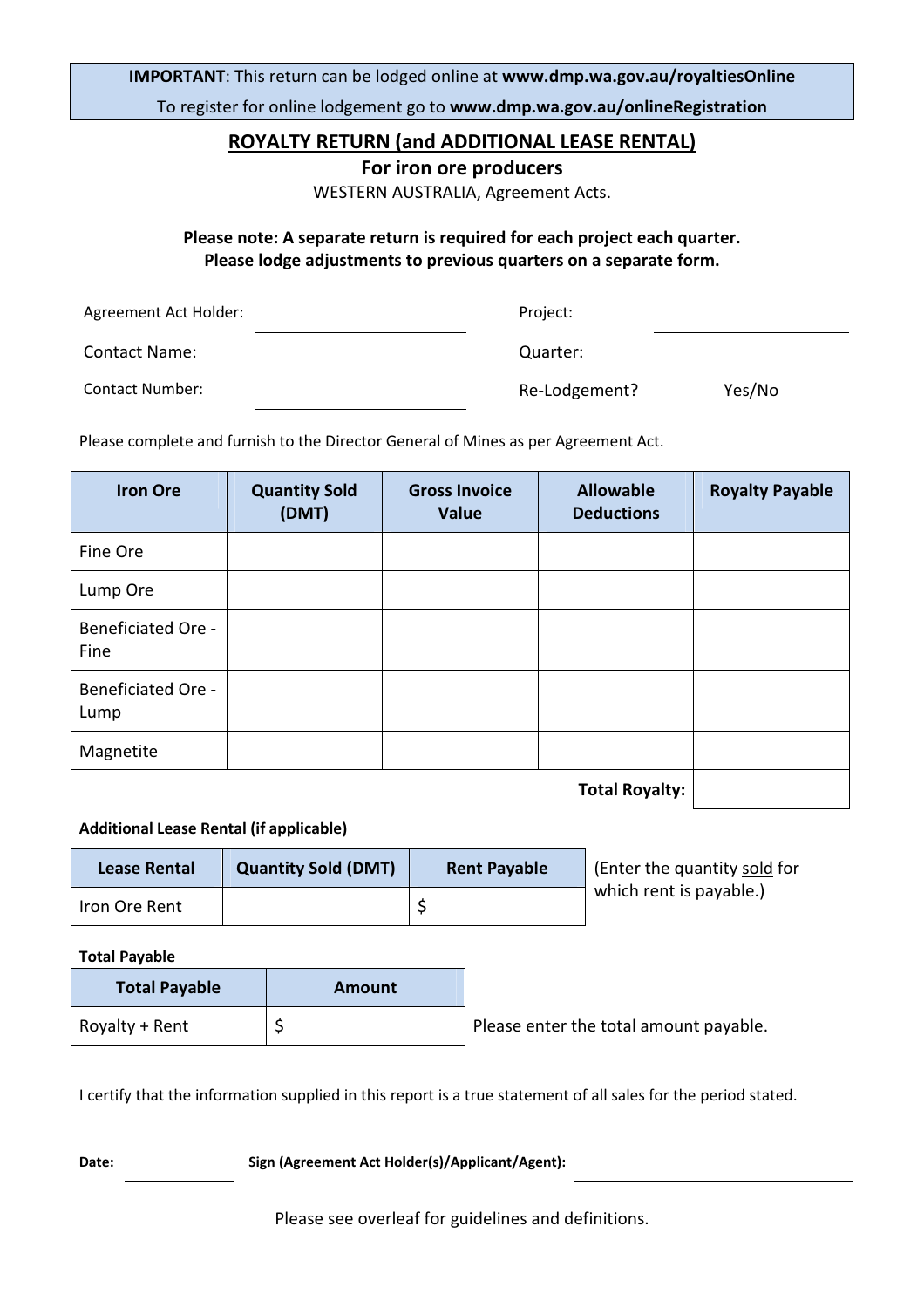**IMPORTANT**: This return can be lodged online at **www.dmp.wa.gov.au/royaltiesOnline**

To register for online lodgement go to **www.dmp.wa.gov.au/onlineRegistration**

# ROYALTY RETURN (and ADDITIONAL LEASE RENTAL)

## For iron ore producers

WESTERN AUSTRALIA, Agreement Acts.

**Please note: A separate return is required for each project each quarter.**
**Please lodge adjustments to previous quarters on a separate form.**

| | | | |
|---|---|---|---|
| Agreement Act Holder: | ____________________ | Project: | ____________________ |
| Contact Name: | ____________________ | Quarter: | ____________________ |
| Contact Number: | ____________________ | Re-Lodgement? | Yes/No |

Please complete and furnish to the Director General of Mines as per Agreement Act.

| Iron Ore | Quantity Sold (DMT) | Gross Invoice Value | Allowable Deductions | Royalty Payable |
|---|---|---|---|---|
| Fine Ore | | | | |
| Lump Ore | | | | |
| Beneficiated Ore - Fine | | | | |
| Beneficiated Ore - Lump | | | | |
| Magnetite | | | | |
| | | | **Total Royalty:** | |

**Additional Lease Rental (if applicable)**

| Lease Rental | Quantity Sold (DMT) | Rent Payable |
|---|---|---|
| Iron Ore Rent | | $ |

(Enter the quantity sold for which rent is payable.)

**Total Payable**

| Total Payable | Amount |
|---|---|
| Royalty + Rent | $ |

Please enter the total amount payable.

I certify that the information supplied in this report is a true statement of all sales for the period stated.

**Date:** ____________ **Sign (Agreement Act Holder(s)/Applicant/Agent):** ____________________

Please see overleaf for guidelines and definitions.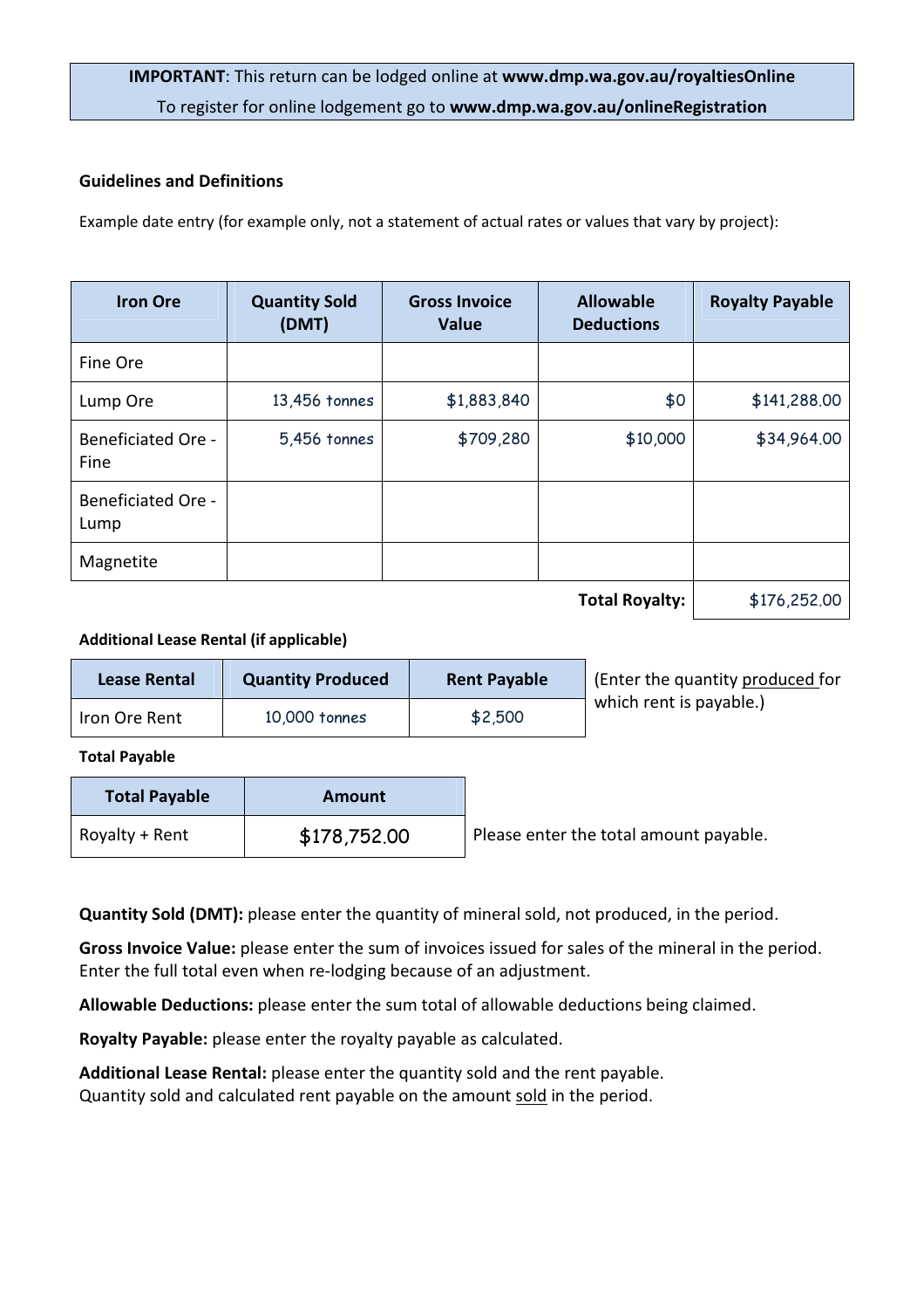**IMPORTANT**: This return can be lodged online at **www.dmp.wa.gov.au/royaltiesOnline**
To register for online lodgement go to **www.dmp.wa.gov.au/onlineRegistration**

**Guidelines and Definitions**

Example date entry (for example only, not a statement of actual rates or values that vary by project):

| Iron Ore | Quantity Sold (DMT) | Gross Invoice Value | Allowable Deductions | Royalty Payable |
|---|---|---|---|---|
| Fine Ore | | | | |
| Lump Ore | 13,456 tonnes | $1,883,840 | $0 | $141,288.00 |
| Beneficiated Ore - Fine | 5,456 tonnes | $709,280 | $10,000 | $34,964.00 |
| Beneficiated Ore - Lump | | | | |
| Magnetite | | | | |
| | | | **Total Royalty:** | $176,252.00 |

**Additional Lease Rental (if applicable)**

| Lease Rental | Quantity Produced | Rent Payable |
|---|---|---|
| Iron Ore Rent | 10,000 tonnes | $2,500 |

(Enter the quantity produced for which rent is payable.)

**Total Payable**

| Total Payable | Amount |
|---|---|
| Royalty + Rent | $178,752.00 |

Please enter the total amount payable.

**Quantity Sold (DMT):** please enter the quantity of mineral sold, not produced, in the period.

**Gross Invoice Value:** please enter the sum of invoices issued for sales of the mineral in the period. Enter the full total even when re-lodging because of an adjustment.

**Allowable Deductions:** please enter the sum total of allowable deductions being claimed.

**Royalty Payable:** please enter the royalty payable as calculated.

**Additional Lease Rental:** please enter the quantity sold and the rent payable.
Quantity sold and calculated rent payable on the amount sold in the period.